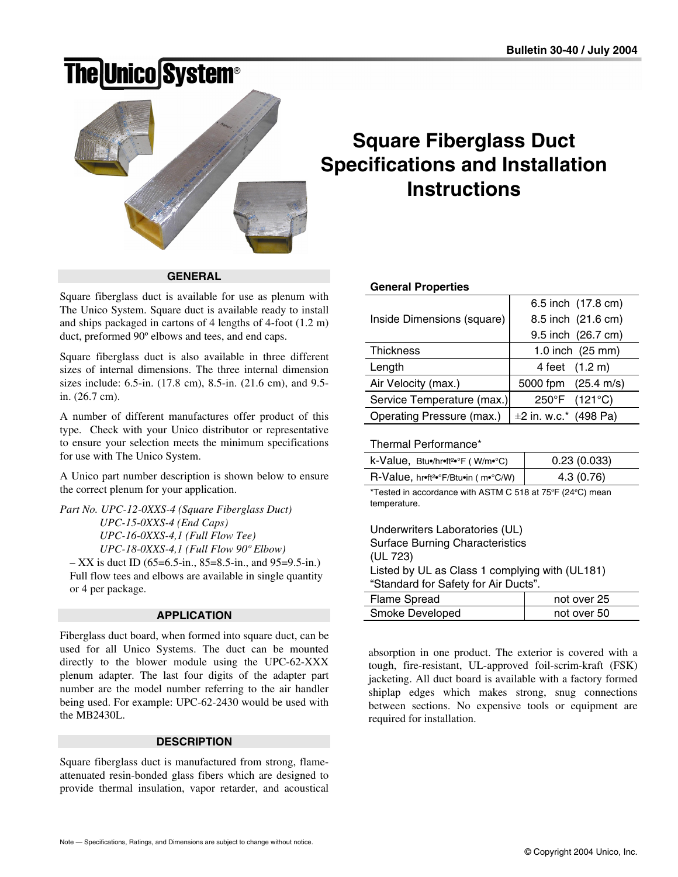Bulletin 30-40 / July 2004

The Unico System®

# Square Fiberglass Duct Specifications and Installation Instructions

## GENERAL

Square fiberglass duct is available for use as plenum with The Unico System. Square duct is available ready to install and ships packaged in cartons of 4 lengths of 4-foot (1.2 m) duct, preformed 90º elbows and tees, and end caps.

Square fiberglass duct is also available in three different sizes of internal dimensions. The three internal dimension sizes include: 6.5-in. (17.8 cm), 8.5-in. (21.6 cm), and 9.5-in. (26.7 cm).

A number of different manufactures offer product of this type. Check with your Unico distributor or representative to ensure your selection meets the minimum specifications for use with The Unico System.

A Unico part number description is shown below to ensure the correct plenum for your application.

*Part No. UPC-12-0XXS-4 (Square Fiberglass Duct)*
*UPC-15-0XXS-4 (End Caps)*
*UPC-16-0XXS-4,1 (Full Flow Tee)*
*UPC-18-0XXS-4,1 (Full Flow 90º Elbow)*

– XX is duct ID (65=6.5-in., 85=8.5-in., and 95=9.5-in.) Full flow tees and elbows are available in single quantity or 4 per package.

## APPLICATION

Fiberglass duct board, when formed into square duct, can be used for all Unico Systems. The duct can be mounted directly to the blower module using the UPC-62-XXX plenum adapter. The last four digits of the adapter part number are the model number referring to the air handler being used. For example: UPC-62-2430 would be used with the MB2430L.

## DESCRIPTION

Square fiberglass duct is manufactured from strong, flame-attenuated resin-bonded glass fibers which are designed to provide thermal insulation, vapor retarder, and acoustical absorption in one product. The exterior is covered with a tough, fire-resistant, UL-approved foil-scrim-kraft (FSK) jacketing. All duct board is available with a factory formed shiplap edges which makes strong, snug connections between sections. No expensive tools or equipment are required for installation.

**General Properties**

| | |
|---|---|
| Inside Dimensions (square) | 6.5 inch (17.8 cm)<br>8.5 inch (21.6 cm)<br>9.5 inch (26.7 cm) |
| Thickness | 1.0 inch (25 mm) |
| Length | 4 feet (1.2 m) |
| Air Velocity (max.) | 5000 fpm (25.4 m/s) |
| Service Temperature (max.) | 250°F (121°C) |
| Operating Pressure (max.) | ±2 in. w.c.* (498 Pa) |

Thermal Performance*

| | |
|---|---|
| k-Value, Btu•/hr•ft²•°F ( W/m•°C) | 0.23 (0.033) |
| R-Value, hr•ft²•°F/Btu•in ( m•°C/W) | 4.3 (0.76) |

*Tested in accordance with ASTM C 518 at 75ºF (24ºC) mean temperature.

Underwriters Laboratories (UL)
Surface Burning Characteristics
(UL 723)
Listed by UL as Class 1 complying with (UL181) "Standard for Safety for Air Ducts".

| | |
|---|---|
| Flame Spread | not over 25 |
| Smoke Developed | not over 50 |

Note — Specifications, Ratings, and Dimensions are subject to change without notice.

© Copyright 2004 Unico, Inc.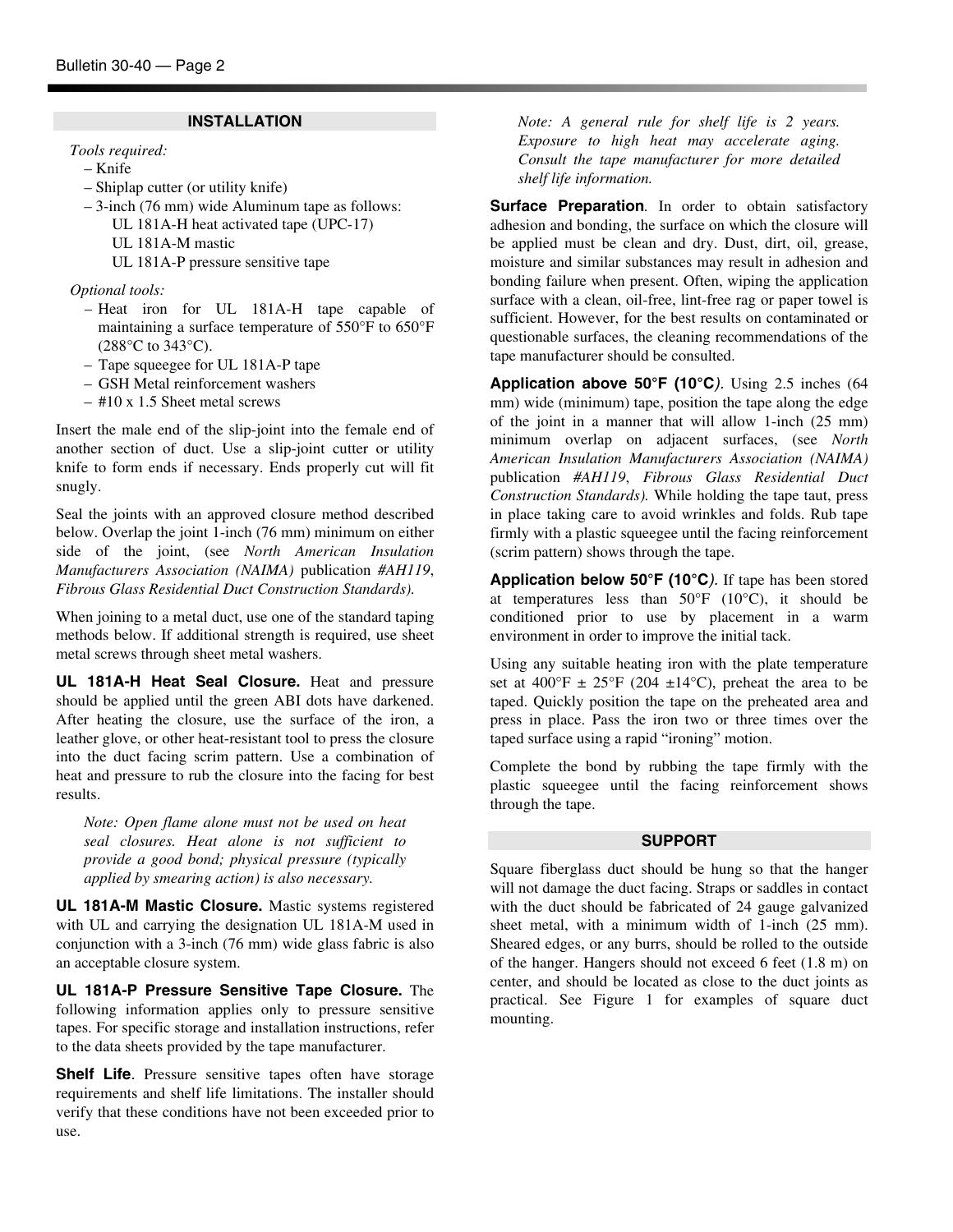## INSTALLATION

*Tools required:*

- Knife
- Shiplap cutter (or utility knife)
- 3-inch (76 mm) wide Aluminum tape as follows:
  UL 181A-H heat activated tape (UPC-17)
  UL 181A-M mastic
  UL 181A-P pressure sensitive tape

*Optional tools:*

- Heat iron for UL 181A-H tape capable of maintaining a surface temperature of 550°F to 650°F (288°C to 343°C).
- Tape squeegee for UL 181A-P tape
- GSH Metal reinforcement washers
- #10 x 1.5 Sheet metal screws

Insert the male end of the slip-joint into the female end of another section of duct. Use a slip-joint cutter or utility knife to form ends if necessary. Ends properly cut will fit snugly.

Seal the joints with an approved closure method described below. Overlap the joint 1-inch (76 mm) minimum on either side of the joint, (see *North American Insulation Manufacturers Association (NAIMA)* publication *#AH119*, *Fibrous Glass Residential Duct Construction Standards).*

When joining to a metal duct, use one of the standard taping methods below. If additional strength is required, use sheet metal screws through sheet metal washers.

**UL 181A-H Heat Seal Closure.** Heat and pressure should be applied until the green ABI dots have darkened. After heating the closure, use the surface of the iron, a leather glove, or other heat-resistant tool to press the closure into the duct facing scrim pattern. Use a combination of heat and pressure to rub the closure into the facing for best results.

*Note: Open flame alone must not be used on heat seal closures. Heat alone is not sufficient to provide a good bond; physical pressure (typically applied by smearing action) is also necessary.*

**UL 181A-M Mastic Closure.** Mastic systems registered with UL and carrying the designation UL 181A-M used in conjunction with a 3-inch (76 mm) wide glass fabric is also an acceptable closure system.

**UL 181A-P Pressure Sensitive Tape Closure.** The following information applies only to pressure sensitive tapes. For specific storage and installation instructions, refer to the data sheets provided by the tape manufacturer.

**Shelf Life**. Pressure sensitive tapes often have storage requirements and shelf life limitations. The installer should verify that these conditions have not been exceeded prior to use.

*Note: A general rule for shelf life is 2 years. Exposure to high heat may accelerate aging. Consult the tape manufacturer for more detailed shelf life information.*

**Surface Preparation**. In order to obtain satisfactory adhesion and bonding, the surface on which the closure will be applied must be clean and dry. Dust, dirt, oil, grease, moisture and similar substances may result in adhesion and bonding failure when present. Often, wiping the application surface with a clean, oil-free, lint-free rag or paper towel is sufficient. However, for the best results on contaminated or questionable surfaces, the cleaning recommendations of the tape manufacturer should be consulted.

**Application above 50°F (10°C***).* Using 2.5 inches (64 mm) wide (minimum) tape, position the tape along the edge of the joint in a manner that will allow 1-inch (25 mm) minimum overlap on adjacent surfaces, (see *North American Insulation Manufacturers Association (NAIMA)* publication *#AH119*, *Fibrous Glass Residential Duct Construction Standards).* While holding the tape taut, press in place taking care to avoid wrinkles and folds. Rub tape firmly with a plastic squeegee until the facing reinforcement (scrim pattern) shows through the tape.

**Application below 50°F (10°C***).* If tape has been stored at temperatures less than 50°F (10°C), it should be conditioned prior to use by placement in a warm environment in order to improve the initial tack.

Using any suitable heating iron with the plate temperature set at 400°F ± 25°F (204 ±14°C), preheat the area to be taped. Quickly position the tape on the preheated area and press in place. Pass the iron two or three times over the taped surface using a rapid "ironing" motion.

Complete the bond by rubbing the tape firmly with the plastic squeegee until the facing reinforcement shows through the tape.

## SUPPORT

Square fiberglass duct should be hung so that the hanger will not damage the duct facing. Straps or saddles in contact with the duct should be fabricated of 24 gauge galvanized sheet metal, with a minimum width of 1-inch (25 mm). Sheared edges, or any burrs, should be rolled to the outside of the hanger. Hangers should not exceed 6 feet (1.8 m) on center, and should be located as close to the duct joints as practical. See Figure 1 for examples of square duct mounting.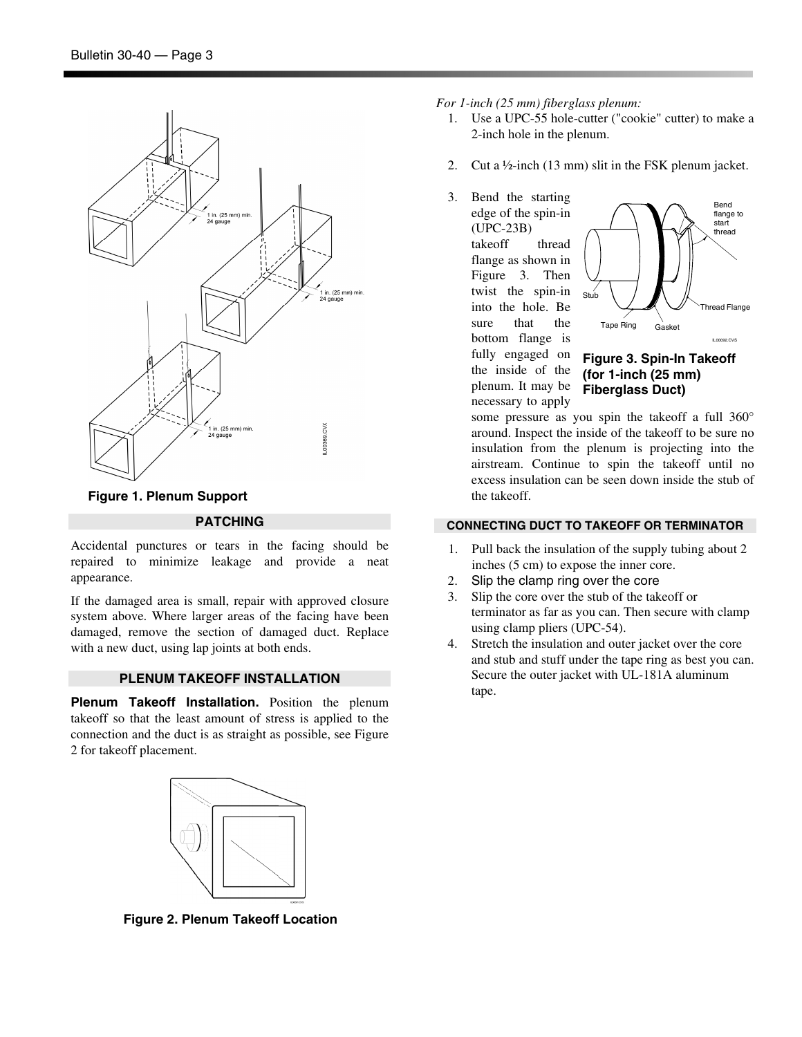1 in. (25 mm) min.
24 gauge

1 in. (25 mm) min.
24 gauge

1 in. (25 mm) min.
24 gauge

IL00369.CVX

**Figure 1. Plenum Support**

## PATCHING

Accidental punctures or tears in the facing should be repaired to minimize leakage and provide a neat appearance.

If the damaged area is small, repair with approved closure system above. Where larger areas of the facing have been damaged, remove the section of damaged duct. Replace with a new duct, using lap joints at both ends.

## PLENUM TAKEOFF INSTALLATION

**Plenum Takeoff Installation.** Position the plenum takeoff so that the least amount of stress is applied to the connection and the duct is as straight as possible, see Figure 2 for takeoff placement.

**Figure 2. Plenum Takeoff Location**

*For 1-inch (25 mm) fiberglass plenum:*

1. Use a UPC-55 hole-cutter ("cookie" cutter) to make a 2-inch hole in the plenum.
2. Cut a ½-inch (13 mm) slit in the FSK plenum jacket.
3. Bend the starting edge of the spin-in (UPC-23B) takeoff thread flange as shown in Figure 3. Then twist the spin-in into the hole. Be sure that the bottom flange is fully engaged on the inside of the plenum. It may be necessary to apply some pressure as you spin the takeoff a full 360° around. Inspect the inside of the takeoff to be sure no insulation from the plenum is projecting into the airstream. Continue to spin the takeoff until no excess insulation can be seen down inside the stub of the takeoff.

Bend flange to start thread

Stub

Thread Flange

Tape Ring

Gasket

IL00092.CVS

**Figure 3. Spin-In Takeoff (for 1-inch (25 mm) Fiberglass Duct)**

## CONNECTING DUCT TO TAKEOFF OR TERMINATOR

1. Pull back the insulation of the supply tubing about 2 inches (5 cm) to expose the inner core.
2. Slip the clamp ring over the core
3. Slip the core over the stub of the takeoff or terminator as far as you can. Then secure with clamp using clamp pliers (UPC-54).
4. Stretch the insulation and outer jacket over the core and stub and stuff under the tape ring as best you can. Secure the outer jacket with UL-181A aluminum tape.